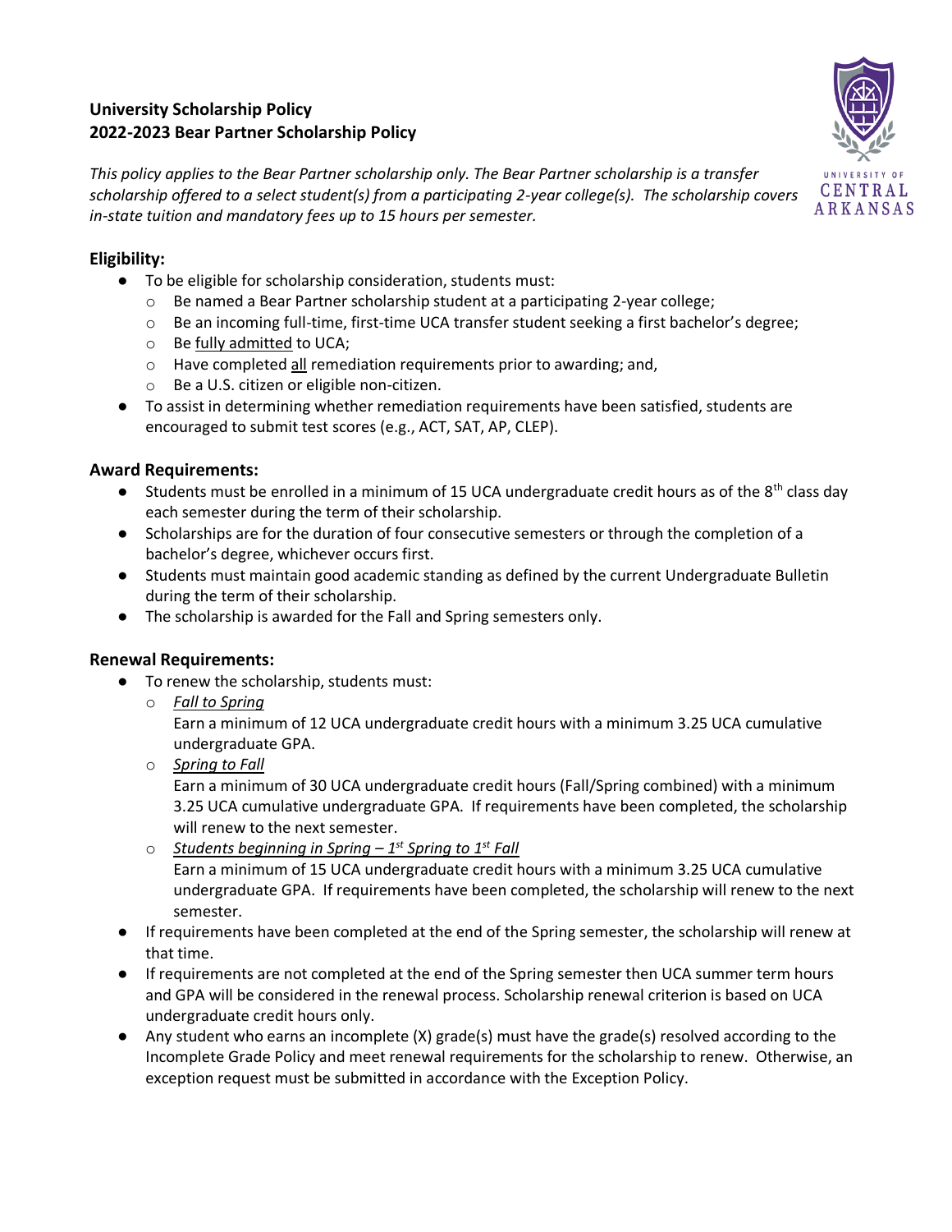# University Scholarship Policy
# 2022-2023 Bear Partner Scholarship Policy

*This policy applies to the Bear Partner scholarship only. The Bear Partner scholarship is a transfer scholarship offered to a select student(s) from a participating 2-year college(s). The scholarship covers in-state tuition and mandatory fees up to 15 hours per semester.*

## Eligibility:

- To be eligible for scholarship consideration, students must:
  - Be named a Bear Partner scholarship student at a participating 2-year college;
  - Be an incoming full-time, first-time UCA transfer student seeking a first bachelor's degree;
  - Be <u>fully admitted</u> to UCA;
  - Have completed <u>all</u> remediation requirements prior to awarding; and,
  - Be a U.S. citizen or eligible non-citizen.
- To assist in determining whether remediation requirements have been satisfied, students are encouraged to submit test scores (e.g., ACT, SAT, AP, CLEP).

## Award Requirements:

- Students must be enrolled in a minimum of 15 UCA undergraduate credit hours as of the 8th class day each semester during the term of their scholarship.
- Scholarships are for the duration of four consecutive semesters or through the completion of a bachelor's degree, whichever occurs first.
- Students must maintain good academic standing as defined by the current Undergraduate Bulletin during the term of their scholarship.
- The scholarship is awarded for the Fall and Spring semesters only.

## Renewal Requirements:

- To renew the scholarship, students must:
  - <u>*Fall to Spring*</u>
    Earn a minimum of 12 UCA undergraduate credit hours with a minimum 3.25 UCA cumulative undergraduate GPA.
  - <u>*Spring to Fall*</u>
    Earn a minimum of 30 UCA undergraduate credit hours (Fall/Spring combined) with a minimum 3.25 UCA cumulative undergraduate GPA. If requirements have been completed, the scholarship will renew to the next semester.
  - <u>*Students beginning in Spring – 1st Spring to 1st Fall*</u>
    Earn a minimum of 15 UCA undergraduate credit hours with a minimum 3.25 UCA cumulative undergraduate GPA. If requirements have been completed, the scholarship will renew to the next semester.
- If requirements have been completed at the end of the Spring semester, the scholarship will renew at that time.
- If requirements are not completed at the end of the Spring semester then UCA summer term hours and GPA will be considered in the renewal process. Scholarship renewal criterion is based on UCA undergraduate credit hours only.
- Any student who earns an incomplete (X) grade(s) must have the grade(s) resolved according to the Incomplete Grade Policy and meet renewal requirements for the scholarship to renew. Otherwise, an exception request must be submitted in accordance with the Exception Policy.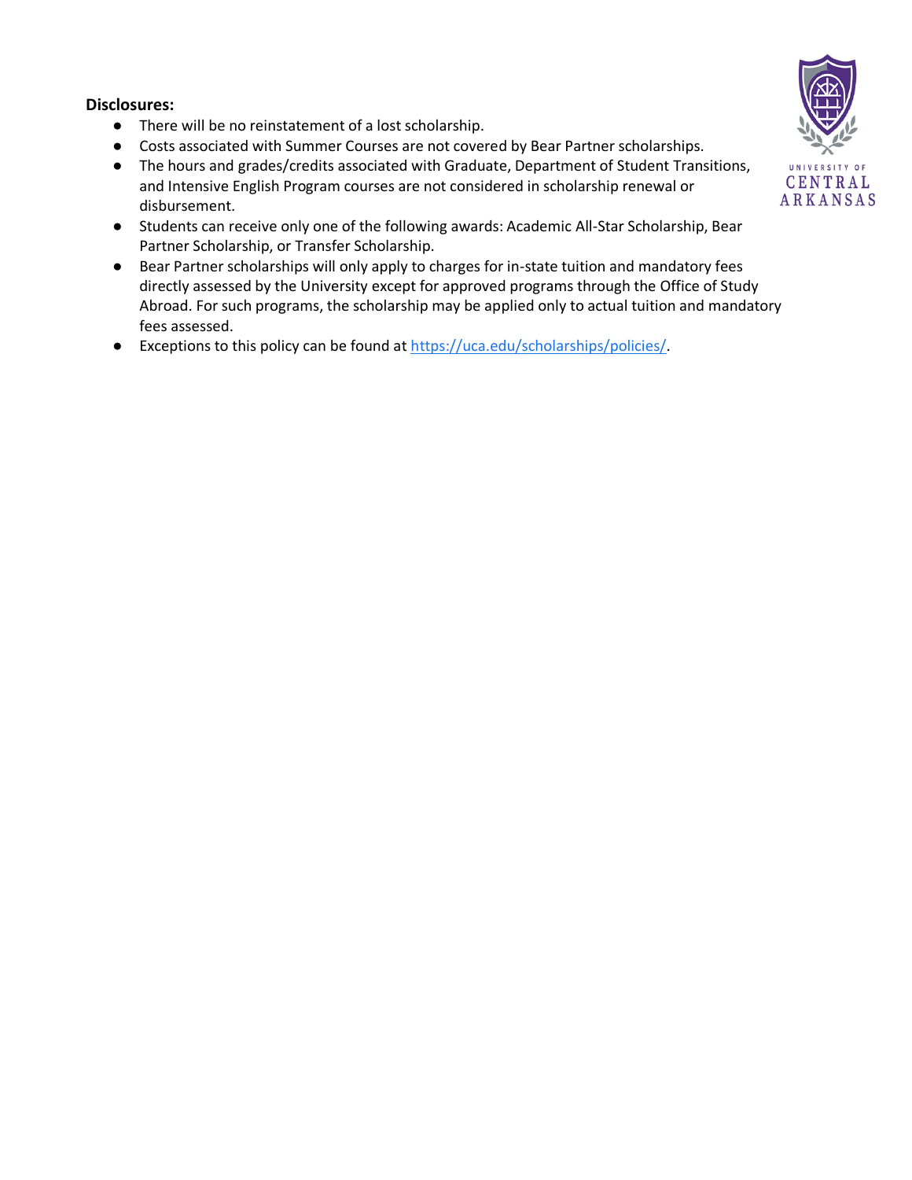**Disclosures:**

- There will be no reinstatement of a lost scholarship.
- Costs associated with Summer Courses are not covered by Bear Partner scholarships.
- The hours and grades/credits associated with Graduate, Department of Student Transitions, and Intensive English Program courses are not considered in scholarship renewal or disbursement.
- Students can receive only one of the following awards: Academic All-Star Scholarship, Bear Partner Scholarship, or Transfer Scholarship.
- Bear Partner scholarships will only apply to charges for in-state tuition and mandatory fees directly assessed by the University except for approved programs through the Office of Study Abroad. For such programs, the scholarship may be applied only to actual tuition and mandatory fees assessed.
- Exceptions to this policy can be found at https://uca.edu/scholarships/policies/.